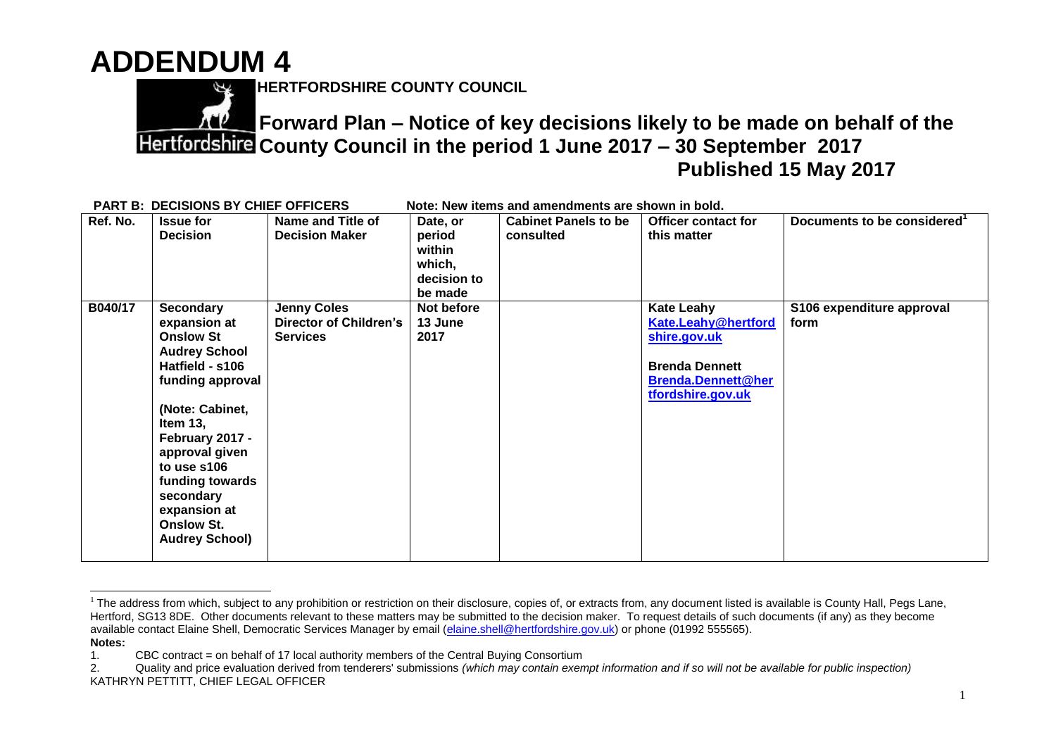# ADDENDUM 4

**HERTFORDSHIRE COUNTY COUNCIL**

## Forward Plan – Notice of key decisions likely to be made on behalf of the County Council in the period 1 June 2017 – 30 September 2017

**Published 15 May 2017**

**PART B: DECISIONS BY CHIEF OFFICERS** Note: New items and amendments are shown in bold.

| Ref. No. | Issue for Decision | Name and Title of Decision Maker | Date, or period within which, decision to be made | Cabinet Panels to be consulted | Officer contact for this matter | Documents to be considered[1] |
|---|---|---|---|---|---|---|
| **B040/17** | **Secondary expansion at Onslow St Audrey School Hatfield - s106 funding approval**<br><br>**(Note: Cabinet, Item 13, February 2017 - approval given to use s106 funding towards secondary expansion at Onslow St. Audrey School)** | **Jenny Coles Director of Children's Services** | **Not before 13 June 2017** | | **Kate Leahy Kate.Leahy@hertfordshire.gov.uk**<br><br>**Brenda Dennett Brenda.Dennett@hertfordshire.gov.uk** | **S106 expenditure approval form** |

[1] The address from which, subject to any prohibition or restriction on their disclosure, copies of, or extracts from, any document listed is available is County Hall, Pegs Lane, Hertford, SG13 8DE. Other documents relevant to these matters may be submitted to the decision maker. To request details of such documents (if any) as they become available contact Elaine Shell, Democratic Services Manager by email (elaine.shell@hertfordshire.gov.uk) or phone (01992 555565).

**Notes:**

1. CBC contract = on behalf of 17 local authority members of the Central Buying Consortium
2. Quality and price evaluation derived from tenderers' submissions *(which may contain exempt information and if so will not be available for public inspection)*

KATHRYN PETTITT, CHIEF LEGAL OFFICER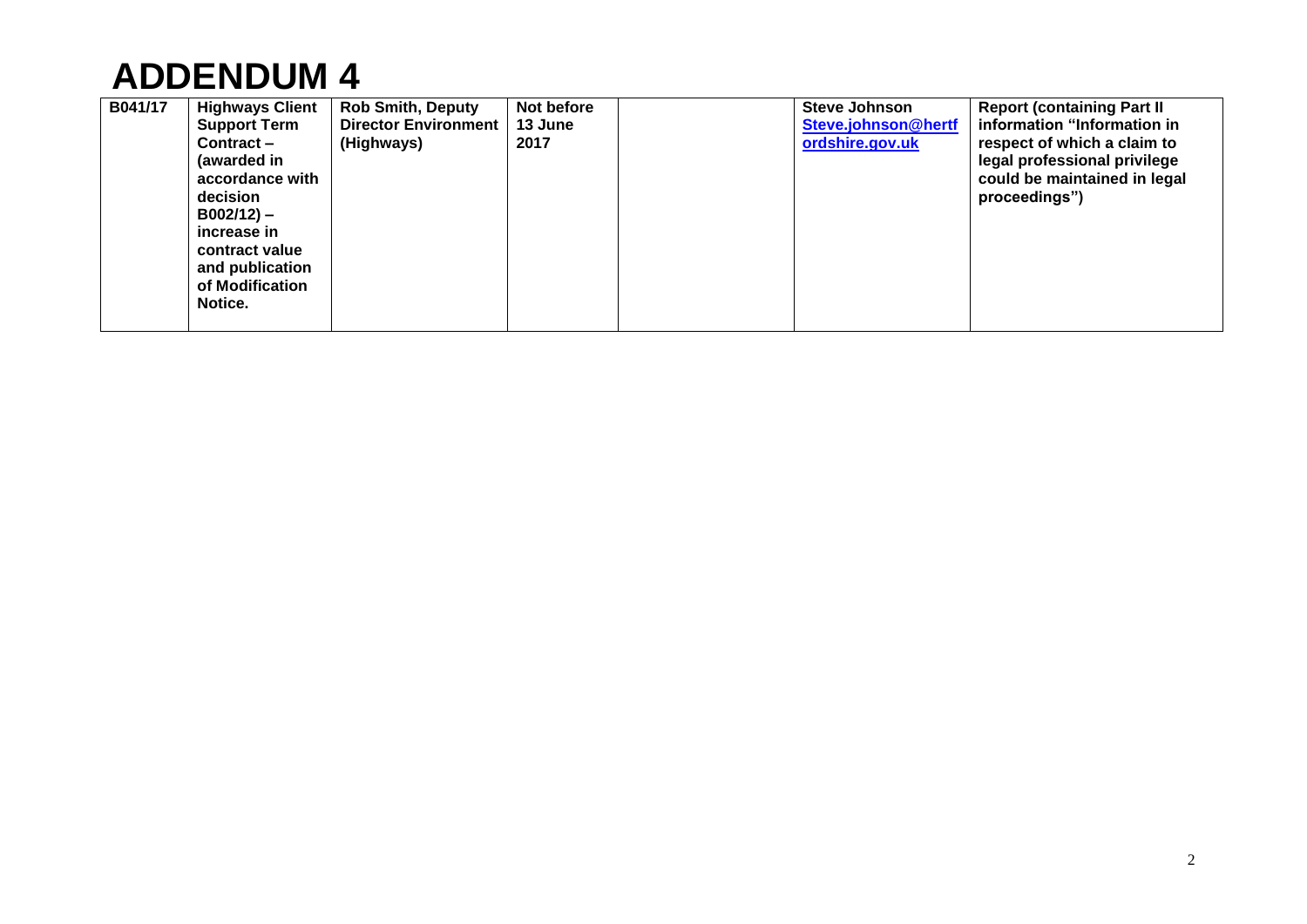# ADDENDUM 4

| | | | | | | |
|---|---|---|---|---|---|---|
| **B041/17** | **Highways Client Support Term Contract – (awarded in accordance with decision B002/12) – increase in contract value and publication of Modification Notice.** | **Rob Smith, Deputy Director Environment (Highways)** | **Not before 13 June 2017** | | **Steve Johnson** **Steve.johnson@hertfordshire.gov.uk** | **Report (containing Part II information "Information in respect of which a claim to legal professional privilege could be maintained in legal proceedings")** |